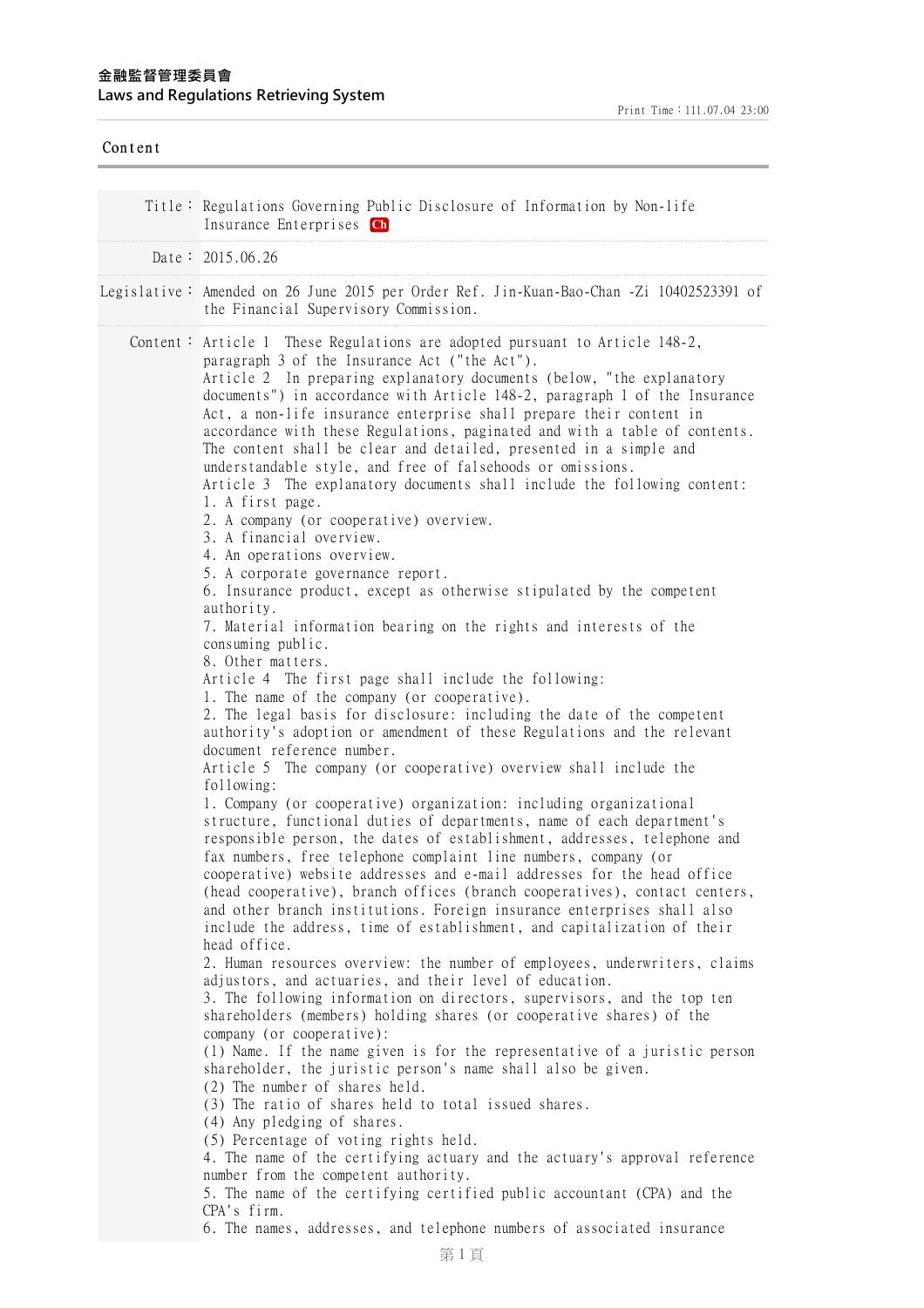金融監督管理委員會
Laws and Regulations Retrieving System

Content

| | |
|---|---|
| Title： | Regulations Governing Public Disclosure of Information by Non-life Insurance Enterprises Ch |
| Date： | 2015.06.26 |
| Legislative： | Amended on 26 June 2015 per Order Ref. Jin-Kuan-Bao-Chan -Zi 10402523391 of the Financial Supervisory Commission. |

Content：

Article 1 These Regulations are adopted pursuant to Article 148-2, paragraph 3 of the Insurance Act ("the Act").

Article 2 In preparing explanatory documents (below, "the explanatory documents") in accordance with Article 148-2, paragraph 1 of the Insurance Act, a non-life insurance enterprise shall prepare their content in accordance with these Regulations, paginated and with a table of contents. The content shall be clear and detailed, presented in a simple and understandable style, and free of falsehoods or omissions.

Article 3 The explanatory documents shall include the following content:
1. A first page.
2. A company (or cooperative) overview.
3. A financial overview.
4. An operations overview.
5. A corporate governance report.
6. Insurance product, except as otherwise stipulated by the competent authority.
7. Material information bearing on the rights and interests of the consuming public.
8. Other matters.

Article 4 The first page shall include the following:
1. The name of the company (or cooperative).
2. The legal basis for disclosure: including the date of the competent authority's adoption or amendment of these Regulations and the relevant document reference number.

Article 5 The company (or cooperative) overview shall include the following:
1. Company (or cooperative) organization: including organizational structure, functional duties of departments, name of each department's responsible person, the dates of establishment, addresses, telephone and fax numbers, free telephone complaint line numbers, company (or cooperative) website addresses and e-mail addresses for the head office (head cooperative), branch offices (branch cooperatives), contact centers, and other branch institutions. Foreign insurance enterprises shall also include the address, time of establishment, and capitalization of their head office.
2. Human resources overview: the number of employees, underwriters, claims adjustors, and actuaries, and their level of education.
3. The following information on directors, supervisors, and the top ten shareholders (members) holding shares (or cooperative shares) of the company (or cooperative):
(1) Name. If the name given is for the representative of a juristic person shareholder, the juristic person's name shall also be given.
(2) The number of shares held.
(3) The ratio of shares held to total issued shares.
(4) Any pledging of shares.
(5) Percentage of voting rights held.
4. The name of the certifying actuary and the actuary's approval reference number from the competent authority.
5. The name of the certifying certified public accountant (CPA) and the CPA's firm.
6. The names, addresses, and telephone numbers of associated insurance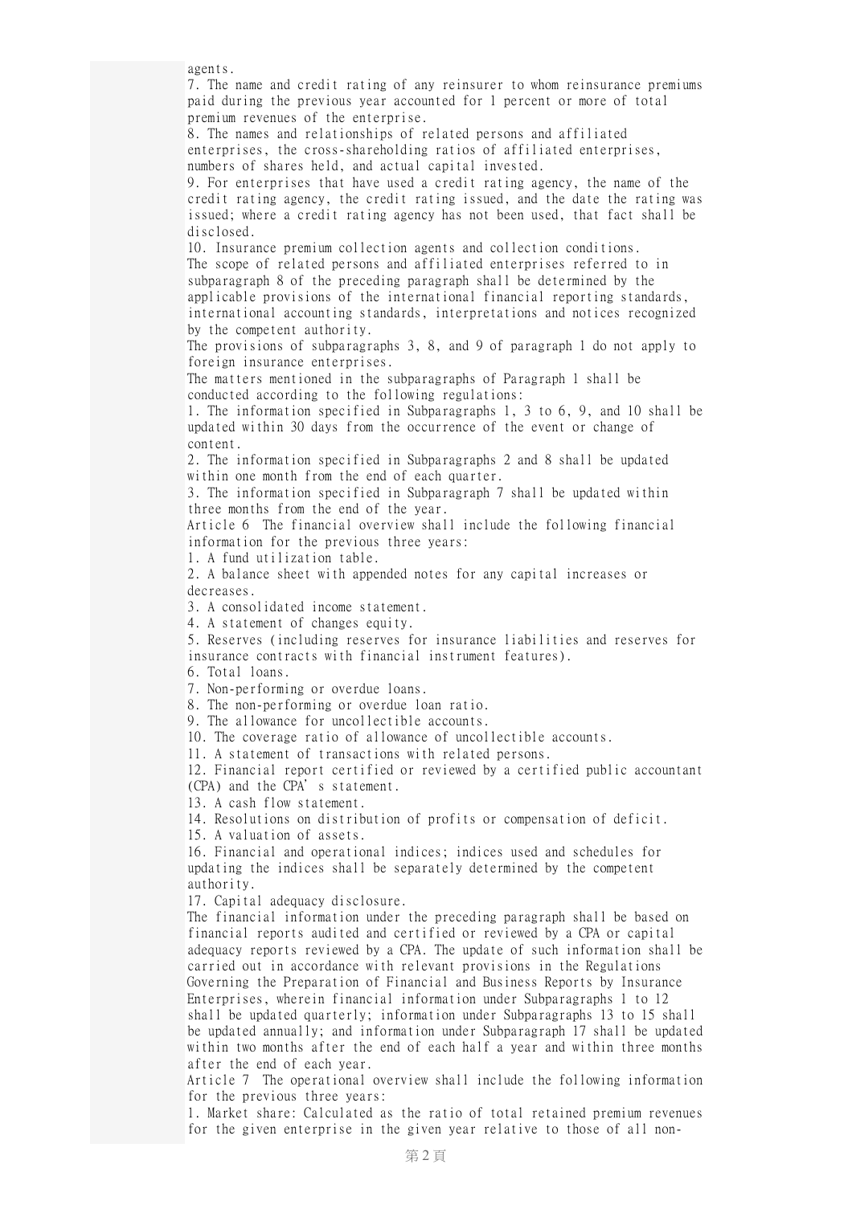agents.

7. The name and credit rating of any reinsurer to whom reinsurance premiums paid during the previous year accounted for 1 percent or more of total premium revenues of the enterprise.
8. The names and relationships of related persons and affiliated enterprises, the cross-shareholding ratios of affiliated enterprises, numbers of shares held, and actual capital invested.
9. For enterprises that have used a credit rating agency, the name of the credit rating agency, the credit rating issued, and the date the rating was issued; where a credit rating agency has not been used, that fact shall be disclosed.
10. Insurance premium collection agents and collection conditions.

The scope of related persons and affiliated enterprises referred to in subparagraph 8 of the preceding paragraph shall be determined by the applicable provisions of the international financial reporting standards, international accounting standards, interpretations and notices recognized by the competent authority.

The provisions of subparagraphs 3, 8, and 9 of paragraph 1 do not apply to foreign insurance enterprises.

The matters mentioned in the subparagraphs of Paragraph 1 shall be conducted according to the following regulations:

1. The information specified in Subparagraphs 1, 3 to 6, 9, and 10 shall be updated within 30 days from the occurrence of the event or change of content.
2. The information specified in Subparagraphs 2 and 8 shall be updated within one month from the end of each quarter.
3. The information specified in Subparagraph 7 shall be updated within three months from the end of the year.

Article 6 The financial overview shall include the following financial information for the previous three years:

1. A fund utilization table.
2. A balance sheet with appended notes for any capital increases or decreases.
3. A consolidated income statement.
4. A statement of changes equity.
5. Reserves (including reserves for insurance liabilities and reserves for insurance contracts with financial instrument features).
6. Total loans.
7. Non-performing or overdue loans.
8. The non-performing or overdue loan ratio.
9. The allowance for uncollectible accounts.
10. The coverage ratio of allowance of uncollectible accounts.
11. A statement of transactions with related persons.
12. Financial report certified or reviewed by a certified public accountant (CPA) and the CPA's statement.
13. A cash flow statement.
14. Resolutions on distribution of profits or compensation of deficit.
15. A valuation of assets.
16. Financial and operational indices; indices used and schedules for updating the indices shall be separately determined by the competent authority.
17. Capital adequacy disclosure.

The financial information under the preceding paragraph shall be based on financial reports audited and certified or reviewed by a CPA or capital adequacy reports reviewed by a CPA. The update of such information shall be carried out in accordance with relevant provisions in the Regulations Governing the Preparation of Financial and Business Reports by Insurance Enterprises, wherein financial information under Subparagraphs 1 to 12 shall be updated quarterly; information under Subparagraphs 13 to 15 shall be updated annually; and information under Subparagraph 17 shall be updated within two months after the end of each half a year and within three months after the end of each year.

Article 7 The operational overview shall include the following information for the previous three years:

1. Market share: Calculated as the ratio of total retained premium revenues for the given enterprise in the given year relative to those of all non-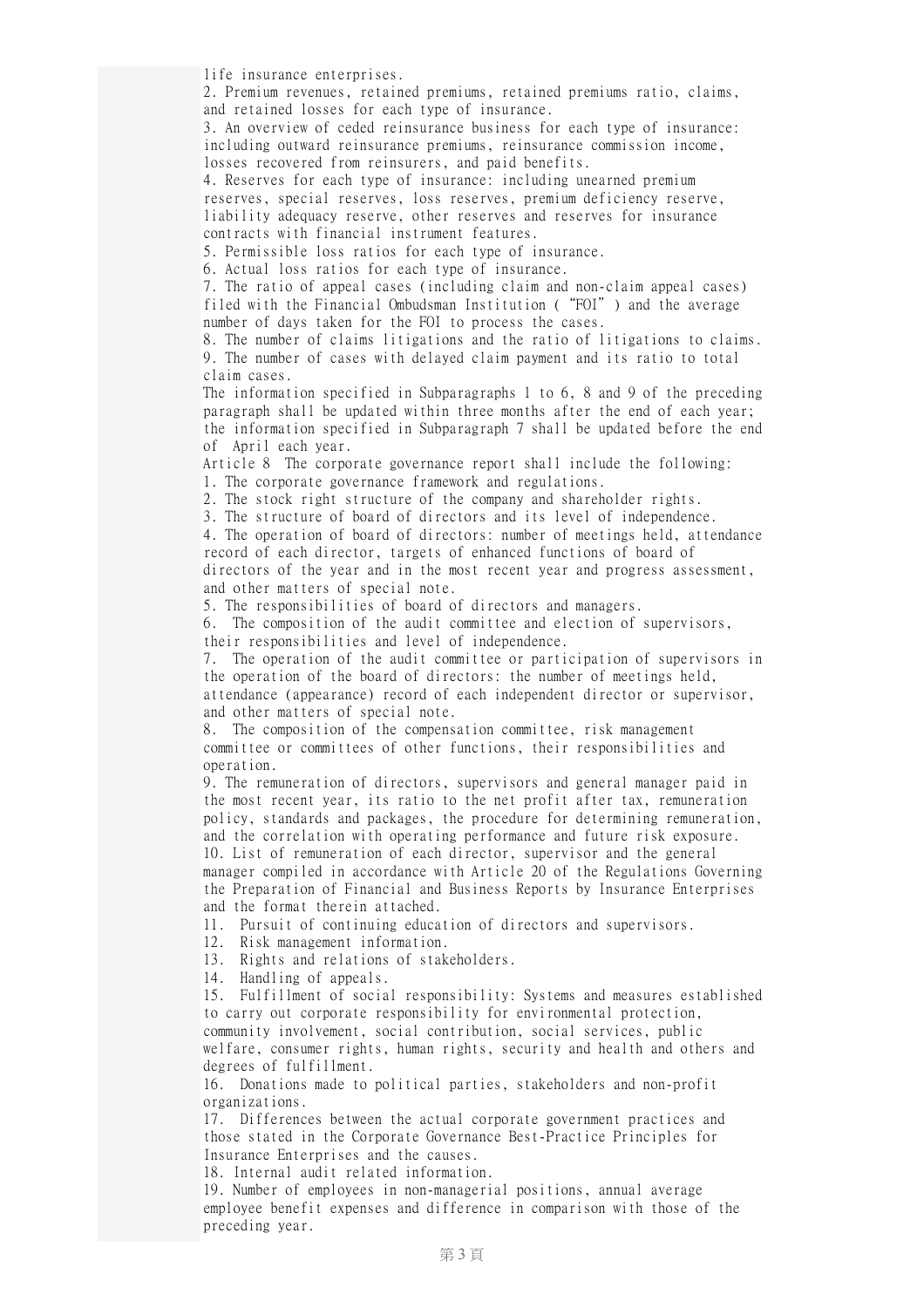life insurance enterprises.

2. Premium revenues, retained premiums, retained premiums ratio, claims, and retained losses for each type of insurance.

3. An overview of ceded reinsurance business for each type of insurance: including outward reinsurance premiums, reinsurance commission income, losses recovered from reinsurers, and paid benefits.

4. Reserves for each type of insurance: including unearned premium reserves, special reserves, loss reserves, premium deficiency reserve, liability adequacy reserve, other reserves and reserves for insurance contracts with financial instrument features.

5. Permissible loss ratios for each type of insurance.

6. Actual loss ratios for each type of insurance.

7. The ratio of appeal cases (including claim and non-claim appeal cases) filed with the Financial Ombudsman Institution ("FOI") and the average number of days taken for the FOI to process the cases.

8. The number of claims litigations and the ratio of litigations to claims.

9. The number of cases with delayed claim payment and its ratio to total claim cases.

The information specified in Subparagraphs 1 to 6, 8 and 9 of the preceding paragraph shall be updated within three months after the end of each year; the information specified in Subparagraph 7 shall be updated before the end of April each year.

Article 8 The corporate governance report shall include the following:

1. The corporate governance framework and regulations.

2. The stock right structure of the company and shareholder rights.

3. The structure of board of directors and its level of independence.

4. The operation of board of directors: number of meetings held, attendance record of each director, targets of enhanced functions of board of directors of the year and in the most recent year and progress assessment, and other matters of special note.

5. The responsibilities of board of directors and managers.

6. The composition of the audit committee and election of supervisors, their responsibilities and level of independence.

7. The operation of the audit committee or participation of supervisors in the operation of the board of directors: the number of meetings held, attendance (appearance) record of each independent director or supervisor, and other matters of special note.

8. The composition of the compensation committee, risk management committee or committees of other functions, their responsibilities and operation.

9. The remuneration of directors, supervisors and general manager paid in the most recent year, its ratio to the net profit after tax, remuneration policy, standards and packages, the procedure for determining remuneration, and the correlation with operating performance and future risk exposure.

10. List of remuneration of each director, supervisor and the general manager compiled in accordance with Article 20 of the Regulations Governing the Preparation of Financial and Business Reports by Insurance Enterprises and the format therein attached.

11. Pursuit of continuing education of directors and supervisors.

12. Risk management information.

13. Rights and relations of stakeholders.

14. Handling of appeals.

15. Fulfillment of social responsibility: Systems and measures established to carry out corporate responsibility for environmental protection, community involvement, social contribution, social services, public welfare, consumer rights, human rights, security and health and others and degrees of fulfillment.

16. Donations made to political parties, stakeholders and non-profit organizations.

17. Differences between the actual corporate government practices and those stated in the Corporate Governance Best-Practice Principles for Insurance Enterprises and the causes.

18. Internal audit related information.

19. Number of employees in non-managerial positions, annual average employee benefit expenses and difference in comparison with those of the preceding year.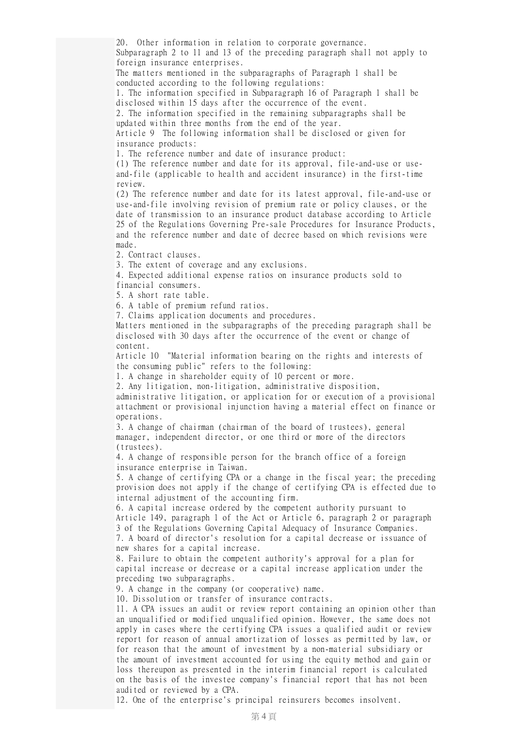20. Other information in relation to corporate governance.

Subparagraph 2 to 11 and 13 of the preceding paragraph shall not apply to foreign insurance enterprises.

The matters mentioned in the subparagraphs of Paragraph 1 shall be conducted according to the following regulations:

1. The information specified in Subparagraph 16 of Paragraph 1 shall be disclosed within 15 days after the occurrence of the event.
2. The information specified in the remaining subparagraphs shall be updated within three months from the end of the year.

Article 9 The following information shall be disclosed or given for insurance products:

1. The reference number and date of insurance product:
(1) The reference number and date for its approval, file-and-use or use-and-file (applicable to health and accident insurance) in the first-time review.
(2) The reference number and date for its latest approval, file-and-use or use-and-file involving revision of premium rate or policy clauses, or the date of transmission to an insurance product database according to Article 25 of the Regulations Governing Pre-sale Procedures for Insurance Products, and the reference number and date of decree based on which revisions were made.
2. Contract clauses.
3. The extent of coverage and any exclusions.
4. Expected additional expense ratios on insurance products sold to financial consumers.
5. A short rate table.
6. A table of premium refund ratios.
7. Claims application documents and procedures.

Matters mentioned in the subparagraphs of the preceding paragraph shall be disclosed with 30 days after the occurrence of the event or change of content.

Article 10 "Material information bearing on the rights and interests of the consuming public" refers to the following:

1. A change in shareholder equity of 10 percent or more.
2. Any litigation, non-litigation, administrative disposition, administrative litigation, or application for or execution of a provisional attachment or provisional injunction having a material effect on finance or operations.
3. A change of chairman (chairman of the board of trustees), general manager, independent director, or one third or more of the directors (trustees).
4. A change of responsible person for the branch office of a foreign insurance enterprise in Taiwan.
5. A change of certifying CPA or a change in the fiscal year; the preceding provision does not apply if the change of certifying CPA is effected due to internal adjustment of the accounting firm.
6. A capital increase ordered by the competent authority pursuant to Article 149, paragraph 1 of the Act or Article 6, paragraph 2 or paragraph 3 of the Regulations Governing Capital Adequacy of Insurance Companies.
7. A board of director's resolution for a capital decrease or issuance of new shares for a capital increase.
8. Failure to obtain the competent authority's approval for a plan for capital increase or decrease or a capital increase application under the preceding two subparagraphs.
9. A change in the company (or cooperative) name.
10. Dissolution or transfer of insurance contracts.
11. A CPA issues an audit or review report containing an opinion other than an unqualified or modified unqualified opinion. However, the same does not apply in cases where the certifying CPA issues a qualified audit or review report for reason of annual amortization of losses as permitted by law, or for reason that the amount of investment by a non-material subsidiary or the amount of investment accounted for using the equity method and gain or loss thereupon as presented in the interim financial report is calculated on the basis of the investee company's financial report that has not been audited or reviewed by a CPA.
12. One of the enterprise's principal reinsurers becomes insolvent.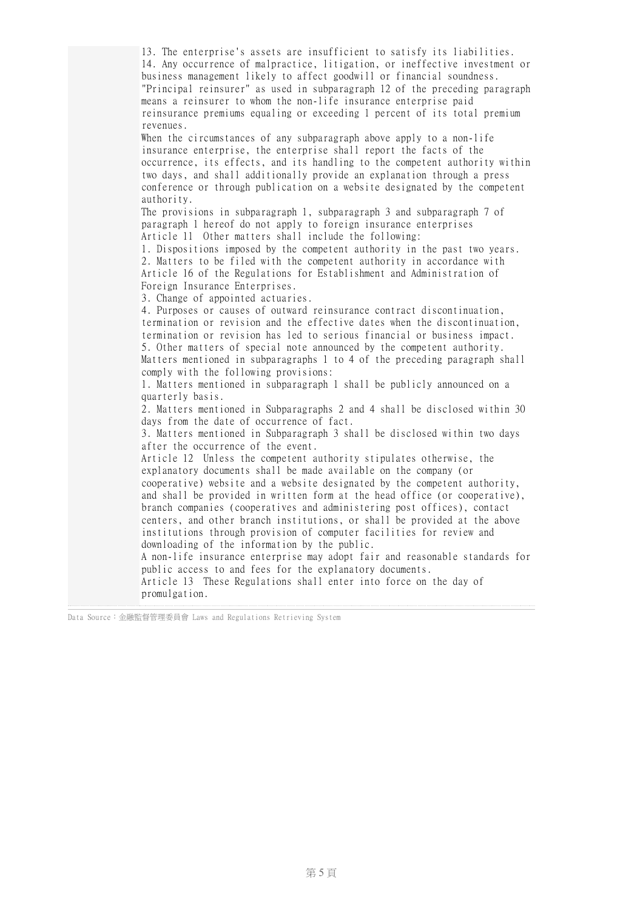13. The enterprise's assets are insufficient to satisfy its liabilities.
14. Any occurrence of malpractice, litigation, or ineffective investment or business management likely to affect goodwill or financial soundness.

"Principal reinsurer" as used in subparagraph 12 of the preceding paragraph means a reinsurer to whom the non-life insurance enterprise paid reinsurance premiums equaling or exceeding 1 percent of its total premium revenues.

When the circumstances of any subparagraph above apply to a non-life insurance enterprise, the enterprise shall report the facts of the occurrence, its effects, and its handling to the competent authority within two days, and shall additionally provide an explanation through a press conference or through publication on a website designated by the competent authority.

The provisions in subparagraph 1, subparagraph 3 and subparagraph 7 of paragraph 1 hereof do not apply to foreign insurance enterprises

Article 11 Other matters shall include the following:

1. Dispositions imposed by the competent authority in the past two years.
2. Matters to be filed with the competent authority in accordance with Article 16 of the Regulations for Establishment and Administration of Foreign Insurance Enterprises.
3. Change of appointed actuaries.
4. Purposes or causes of outward reinsurance contract discontinuation, termination or revision and the effective dates when the discontinuation, termination or revision has led to serious financial or business impact.
5. Other matters of special note announced by the competent authority.

Matters mentioned in subparagraphs 1 to 4 of the preceding paragraph shall comply with the following provisions:

1. Matters mentioned in subparagraph 1 shall be publicly announced on a quarterly basis.
2. Matters mentioned in Subparagraphs 2 and 4 shall be disclosed within 30 days from the date of occurrence of fact.
3. Matters mentioned in Subparagraph 3 shall be disclosed within two days after the occurrence of the event.

Article 12 Unless the competent authority stipulates otherwise, the explanatory documents shall be made available on the company (or cooperative) website and a website designated by the competent authority, and shall be provided in written form at the head office (or cooperative), branch companies (cooperatives and administering post offices), contact centers, and other branch institutions, or shall be provided at the above institutions through provision of computer facilities for review and downloading of the information by the public.

A non-life insurance enterprise may adopt fair and reasonable standards for public access to and fees for the explanatory documents.

Article 13 These Regulations shall enter into force on the day of promulgation.

Data Source：金融監督管理委員會 Laws and Regulations Retrieving System